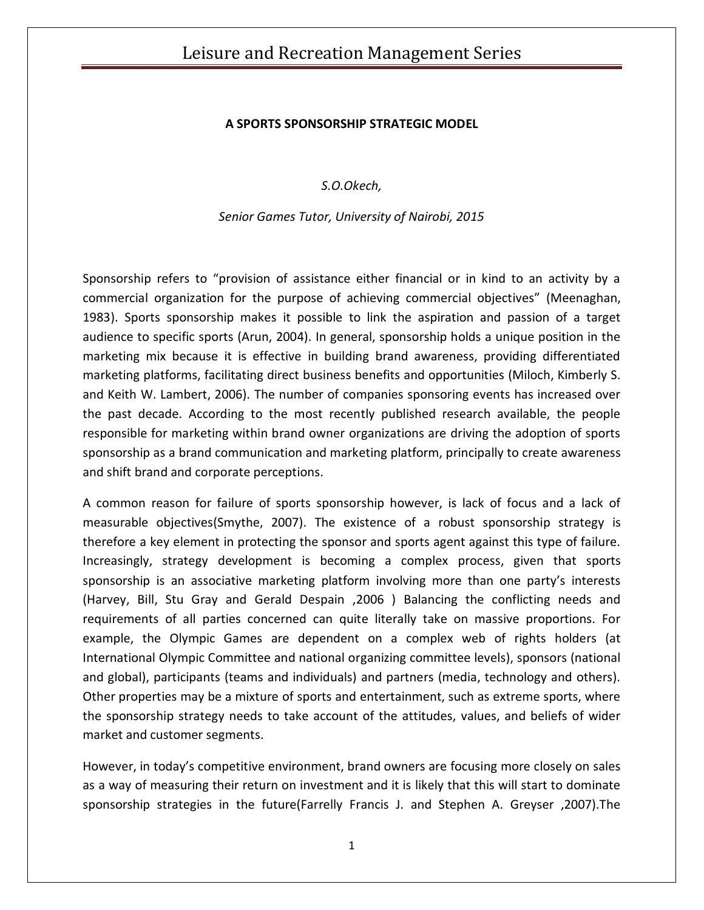# A SPORTS SPONSORSHIP STRATEGIC MODEL

*S.O.Okech,*

*Senior Games Tutor, University of Nairobi, 2015*

Sponsorship refers to "provision of assistance either financial or in kind to an activity by a commercial organization for the purpose of achieving commercial objectives" (Meenaghan, 1983). Sports sponsorship makes it possible to link the aspiration and passion of a target audience to specific sports (Arun, 2004). In general, sponsorship holds a unique position in the marketing mix because it is effective in building brand awareness, providing differentiated marketing platforms, facilitating direct business benefits and opportunities (Miloch, Kimberly S. and Keith W. Lambert, 2006). The number of companies sponsoring events has increased over the past decade. According to the most recently published research available, the people responsible for marketing within brand owner organizations are driving the adoption of sports sponsorship as a brand communication and marketing platform, principally to create awareness and shift brand and corporate perceptions.

A common reason for failure of sports sponsorship however, is lack of focus and a lack of measurable objectives(Smythe, 2007). The existence of a robust sponsorship strategy is therefore a key element in protecting the sponsor and sports agent against this type of failure. Increasingly, strategy development is becoming a complex process, given that sports sponsorship is an associative marketing platform involving more than one party's interests (Harvey, Bill, Stu Gray and Gerald Despain ,2006 ) Balancing the conflicting needs and requirements of all parties concerned can quite literally take on massive proportions. For example, the Olympic Games are dependent on a complex web of rights holders (at International Olympic Committee and national organizing committee levels), sponsors (national and global), participants (teams and individuals) and partners (media, technology and others). Other properties may be a mixture of sports and entertainment, such as extreme sports, where the sponsorship strategy needs to take account of the attitudes, values, and beliefs of wider market and customer segments.

However, in today's competitive environment, brand owners are focusing more closely on sales as a way of measuring their return on investment and it is likely that this will start to dominate sponsorship strategies in the future(Farrelly Francis J. and Stephen A. Greyser ,2007).The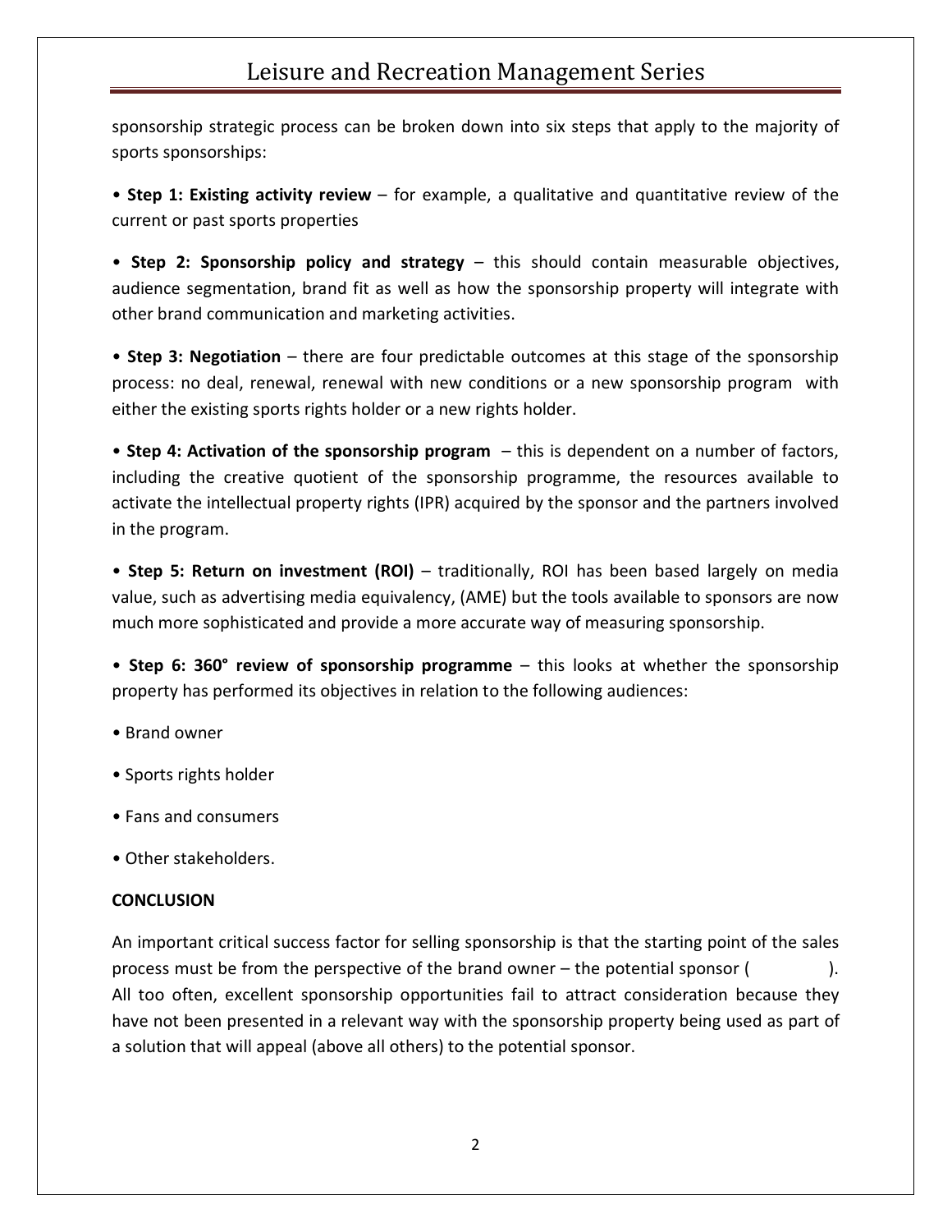sponsorship strategic process can be broken down into six steps that apply to the majority of sports sponsorships:

• **Step 1: Existing activity review** – for example, a qualitative and quantitative review of the current or past sports properties

• **Step 2: Sponsorship policy and strategy** – this should contain measurable objectives, audience segmentation, brand fit as well as how the sponsorship property will integrate with other brand communication and marketing activities.

• **Step 3: Negotiation** – there are four predictable outcomes at this stage of the sponsorship process: no deal, renewal, renewal with new conditions or a new sponsorship program with either the existing sports rights holder or a new rights holder.

• **Step 4: Activation of the sponsorship program** – this is dependent on a number of factors, including the creative quotient of the sponsorship programme, the resources available to activate the intellectual property rights (IPR) acquired by the sponsor and the partners involved in the program.

• **Step 5: Return on investment (ROI)** – traditionally, ROI has been based largely on media value, such as advertising media equivalency, (AME) but the tools available to sponsors are now much more sophisticated and provide a more accurate way of measuring sponsorship.

• **Step 6: 360° review of sponsorship programme** – this looks at whether the sponsorship property has performed its objectives in relation to the following audiences:

• Brand owner

• Sports rights holder

• Fans and consumers

• Other stakeholders.

**CONCLUSION**

An important critical success factor for selling sponsorship is that the starting point of the sales process must be from the perspective of the brand owner – the potential sponsor ( ). All too often, excellent sponsorship opportunities fail to attract consideration because they have not been presented in a relevant way with the sponsorship property being used as part of a solution that will appeal (above all others) to the potential sponsor.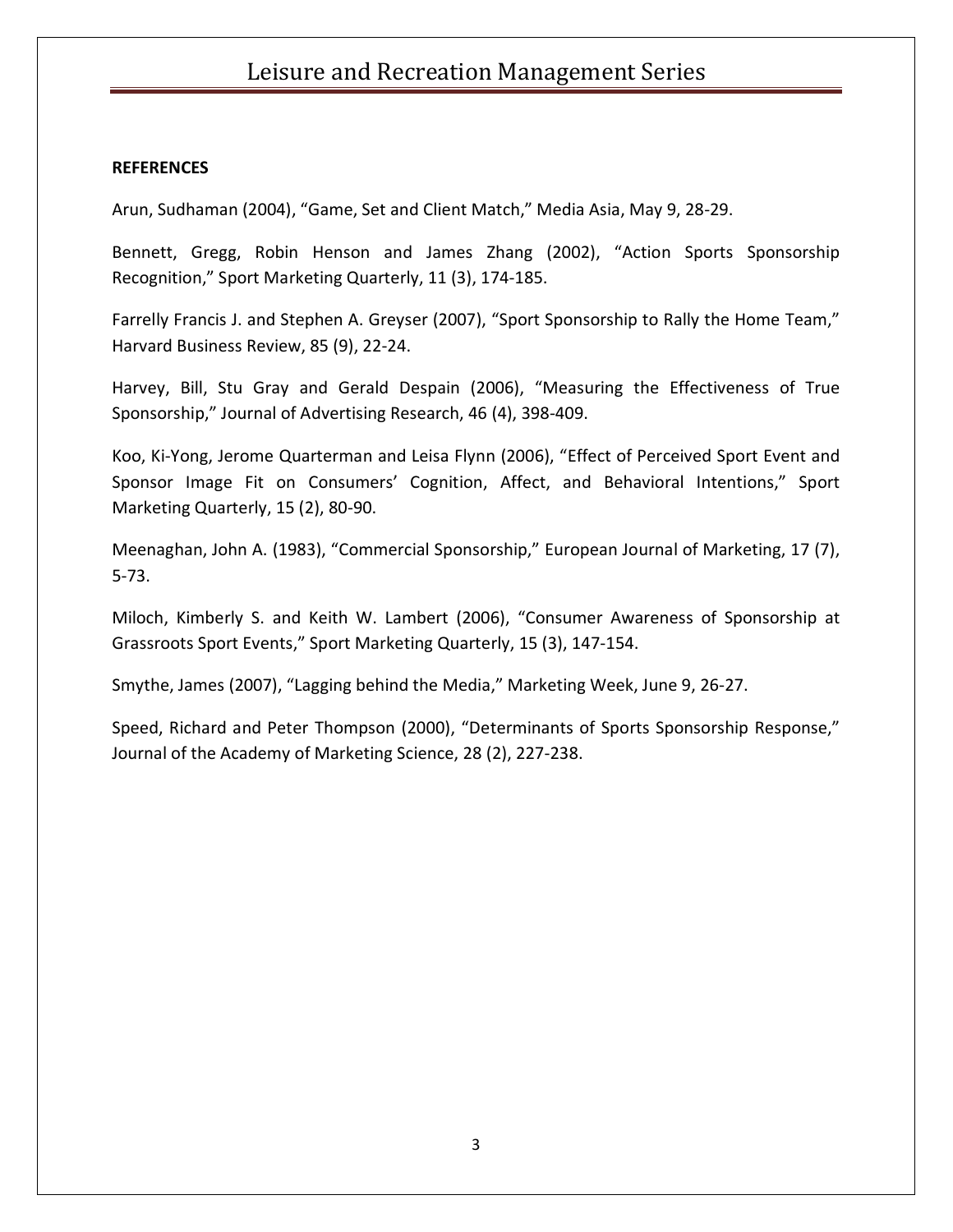**REFERENCES**

Arun, Sudhaman (2004), “Game, Set and Client Match,” Media Asia, May 9, 28-29.

Bennett, Gregg, Robin Henson and James Zhang (2002), “Action Sports Sponsorship Recognition,” Sport Marketing Quarterly, 11 (3), 174-185.

Farrelly Francis J. and Stephen A. Greyser (2007), “Sport Sponsorship to Rally the Home Team,” Harvard Business Review, 85 (9), 22-24.

Harvey, Bill, Stu Gray and Gerald Despain (2006), “Measuring the Effectiveness of True Sponsorship,” Journal of Advertising Research, 46 (4), 398-409.

Koo, Ki-Yong, Jerome Quarterman and Leisa Flynn (2006), “Effect of Perceived Sport Event and Sponsor Image Fit on Consumers’ Cognition, Affect, and Behavioral Intentions,” Sport Marketing Quarterly, 15 (2), 80-90.

Meenaghan, John A. (1983), “Commercial Sponsorship,” European Journal of Marketing, 17 (7), 5-73.

Miloch, Kimberly S. and Keith W. Lambert (2006), “Consumer Awareness of Sponsorship at Grassroots Sport Events,” Sport Marketing Quarterly, 15 (3), 147-154.

Smythe, James (2007), “Lagging behind the Media,” Marketing Week, June 9, 26-27.

Speed, Richard and Peter Thompson (2000), “Determinants of Sports Sponsorship Response,” Journal of the Academy of Marketing Science, 28 (2), 227-238.